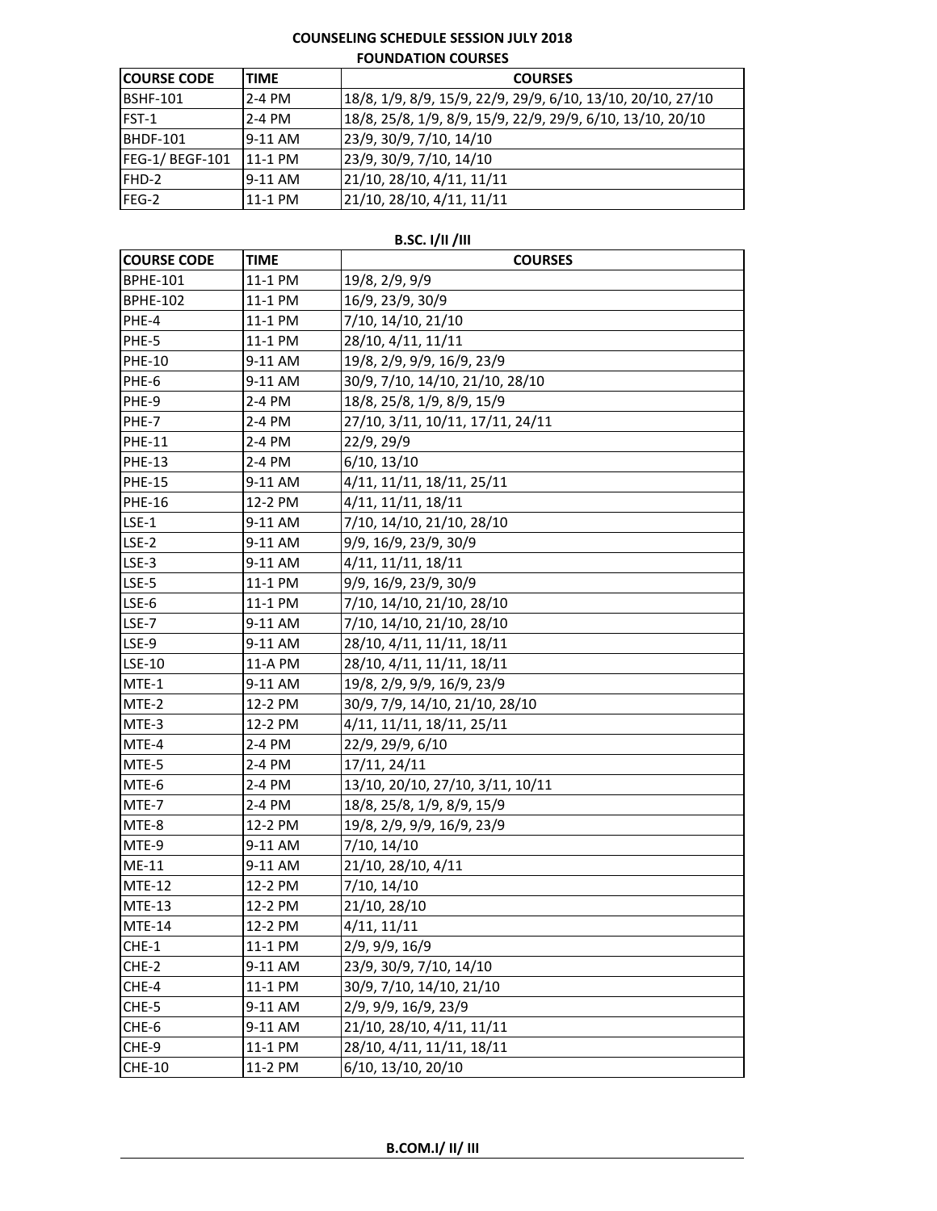# COUNSELING SCHEDULE SESSION JULY 2018

## FOUNDATION COURSES

| COURSE CODE | TIME | COURSES |
|---|---|---|
| BSHF-101 | 2-4 PM | 18/8, 1/9, 8/9, 15/9, 22/9, 29/9, 6/10, 13/10, 20/10, 27/10 |
| FST-1 | 2-4 PM | 18/8, 25/8, 1/9, 8/9, 15/9, 22/9, 29/9, 6/10, 13/10, 20/10 |
| BHDF-101 | 9-11 AM | 23/9, 30/9, 7/10, 14/10 |
| FEG-1/ BEGF-101 | 11-1 PM | 23/9, 30/9, 7/10, 14/10 |
| FHD-2 | 9-11 AM | 21/10, 28/10, 4/11, 11/11 |
| FEG-2 | 11-1 PM | 21/10, 28/10, 4/11, 11/11 |

## B.SC. I/II /III

| COURSE CODE | TIME | COURSES |
|---|---|---|
| BPHE-101 | 11-1 PM | 19/8, 2/9, 9/9 |
| BPHE-102 | 11-1 PM | 16/9, 23/9, 30/9 |
| PHE-4 | 11-1 PM | 7/10, 14/10, 21/10 |
| PHE-5 | 11-1 PM | 28/10, 4/11, 11/11 |
| PHE-10 | 9-11 AM | 19/8, 2/9, 9/9, 16/9, 23/9 |
| PHE-6 | 9-11 AM | 30/9, 7/10, 14/10, 21/10, 28/10 |
| PHE-9 | 2-4 PM | 18/8, 25/8, 1/9, 8/9, 15/9 |
| PHE-7 | 2-4 PM | 27/10, 3/11, 10/11, 17/11, 24/11 |
| PHE-11 | 2-4 PM | 22/9, 29/9 |
| PHE-13 | 2-4 PM | 6/10, 13/10 |
| PHE-15 | 9-11 AM | 4/11, 11/11, 18/11, 25/11 |
| PHE-16 | 12-2 PM | 4/11, 11/11, 18/11 |
| LSE-1 | 9-11 AM | 7/10, 14/10, 21/10, 28/10 |
| LSE-2 | 9-11 AM | 9/9, 16/9, 23/9, 30/9 |
| LSE-3 | 9-11 AM | 4/11, 11/11, 18/11 |
| LSE-5 | 11-1 PM | 9/9, 16/9, 23/9, 30/9 |
| LSE-6 | 11-1 PM | 7/10, 14/10, 21/10, 28/10 |
| LSE-7 | 9-11 AM | 7/10, 14/10, 21/10, 28/10 |
| LSE-9 | 9-11 AM | 28/10, 4/11, 11/11, 18/11 |
| LSE-10 | 11-A PM | 28/10, 4/11, 11/11, 18/11 |
| MTE-1 | 9-11 AM | 19/8, 2/9, 9/9, 16/9, 23/9 |
| MTE-2 | 12-2 PM | 30/9, 7/9, 14/10, 21/10, 28/10 |
| MTE-3 | 12-2 PM | 4/11, 11/11, 18/11, 25/11 |
| MTE-4 | 2-4 PM | 22/9, 29/9, 6/10 |
| MTE-5 | 2-4 PM | 17/11, 24/11 |
| MTE-6 | 2-4 PM | 13/10, 20/10, 27/10, 3/11, 10/11 |
| MTE-7 | 2-4 PM | 18/8, 25/8, 1/9, 8/9, 15/9 |
| MTE-8 | 12-2 PM | 19/8, 2/9, 9/9, 16/9, 23/9 |
| MTE-9 | 9-11 AM | 7/10, 14/10 |
| ME-11 | 9-11 AM | 21/10, 28/10, 4/11 |
| MTE-12 | 12-2 PM | 7/10, 14/10 |
| MTE-13 | 12-2 PM | 21/10, 28/10 |
| MTE-14 | 12-2 PM | 4/11, 11/11 |
| CHE-1 | 11-1 PM | 2/9, 9/9, 16/9 |
| CHE-2 | 9-11 AM | 23/9, 30/9, 7/10, 14/10 |
| CHE-4 | 11-1 PM | 30/9, 7/10, 14/10, 21/10 |
| CHE-5 | 9-11 AM | 2/9, 9/9, 16/9, 23/9 |
| CHE-6 | 9-11 AM | 21/10, 28/10, 4/11, 11/11 |
| CHE-9 | 11-1 PM | 28/10, 4/11, 11/11, 18/11 |
| CHE-10 | 11-2 PM | 6/10, 13/10, 20/10 |

## B.COM.I/ II/ III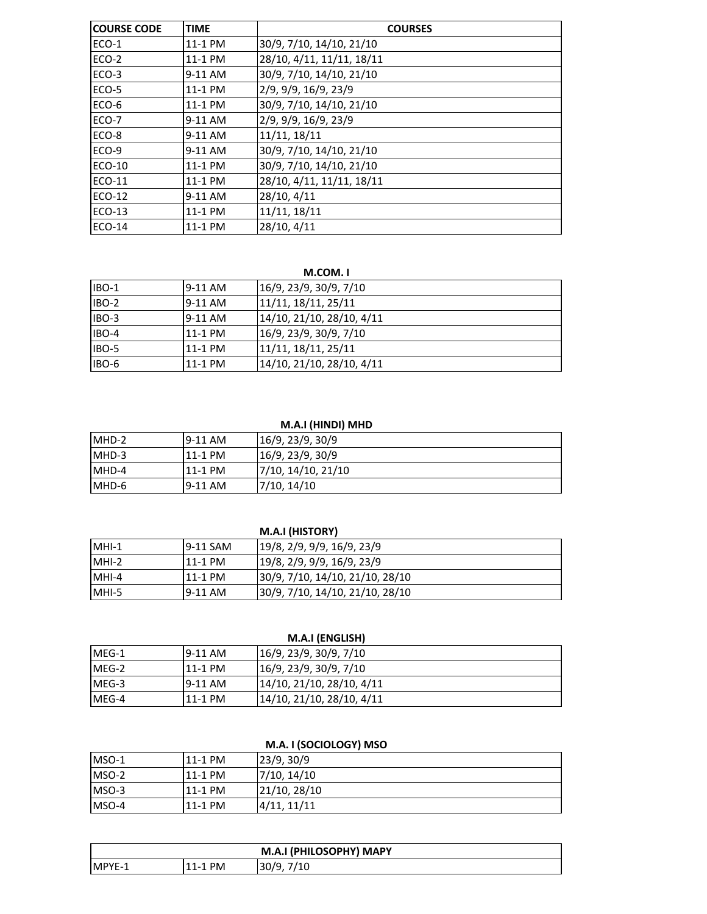| COURSE CODE | TIME | COURSES |
|---|---|---|
| ECO-1 | 11-1 PM | 30/9, 7/10, 14/10, 21/10 |
| ECO-2 | 11-1 PM | 28/10, 4/11, 11/11, 18/11 |
| ECO-3 | 9-11 AM | 30/9, 7/10, 14/10, 21/10 |
| ECO-5 | 11-1 PM | 2/9, 9/9, 16/9, 23/9 |
| ECO-6 | 11-1 PM | 30/9, 7/10, 14/10, 21/10 |
| ECO-7 | 9-11 AM | 2/9, 9/9, 16/9, 23/9 |
| ECO-8 | 9-11 AM | 11/11, 18/11 |
| ECO-9 | 9-11 AM | 30/9, 7/10, 14/10, 21/10 |
| ECO-10 | 11-1 PM | 30/9, 7/10, 14/10, 21/10 |
| ECO-11 | 11-1 PM | 28/10, 4/11, 11/11, 18/11 |
| ECO-12 | 9-11 AM | 28/10, 4/11 |
| ECO-13 | 11-1 PM | 11/11, 18/11 |
| ECO-14 | 11-1 PM | 28/10, 4/11 |

**M.COM. I**

| | | |
|---|---|---|
| IBO-1 | 9-11 AM | 16/9, 23/9, 30/9, 7/10 |
| IBO-2 | 9-11 AM | 11/11, 18/11, 25/11 |
| IBO-3 | 9-11 AM | 14/10, 21/10, 28/10, 4/11 |
| IBO-4 | 11-1 PM | 16/9, 23/9, 30/9, 7/10 |
| IBO-5 | 11-1 PM | 11/11, 18/11, 25/11 |
| IBO-6 | 11-1 PM | 14/10, 21/10, 28/10, 4/11 |

**M.A.I (HINDI) MHD**

| | | |
|---|---|---|
| MHD-2 | 9-11 AM | 16/9, 23/9, 30/9 |
| MHD-3 | 11-1 PM | 16/9, 23/9, 30/9 |
| MHD-4 | 11-1 PM | 7/10, 14/10, 21/10 |
| MHD-6 | 9-11 AM | 7/10, 14/10 |

**M.A.I (HISTORY)**

| | | |
|---|---|---|
| MHI-1 | 9-11 SAM | 19/8, 2/9, 9/9, 16/9, 23/9 |
| MHI-2 | 11-1 PM | 19/8, 2/9, 9/9, 16/9, 23/9 |
| MHI-4 | 11-1 PM | 30/9, 7/10, 14/10, 21/10, 28/10 |
| MHI-5 | 9-11 AM | 30/9, 7/10, 14/10, 21/10, 28/10 |

**M.A.I (ENGLISH)**

| | | |
|---|---|---|
| MEG-1 | 9-11 AM | 16/9, 23/9, 30/9, 7/10 |
| MEG-2 | 11-1 PM | 16/9, 23/9, 30/9, 7/10 |
| MEG-3 | 9-11 AM | 14/10, 21/10, 28/10, 4/11 |
| MEG-4 | 11-1 PM | 14/10, 21/10, 28/10, 4/11 |

**M.A. I (SOCIOLOGY) MSO**

| | | |
|---|---|---|
| MSO-1 | 11-1 PM | 23/9, 30/9 |
| MSO-2 | 11-1 PM | 7/10, 14/10 |
| MSO-3 | 11-1 PM | 21/10, 28/10 |
| MSO-4 | 11-1 PM | 4/11, 11/11 |

| M.A.I (PHILOSOPHY) MAPY | | |
|---|---|---|
| MPYE-1 | 11-1 PM | 30/9, 7/10 |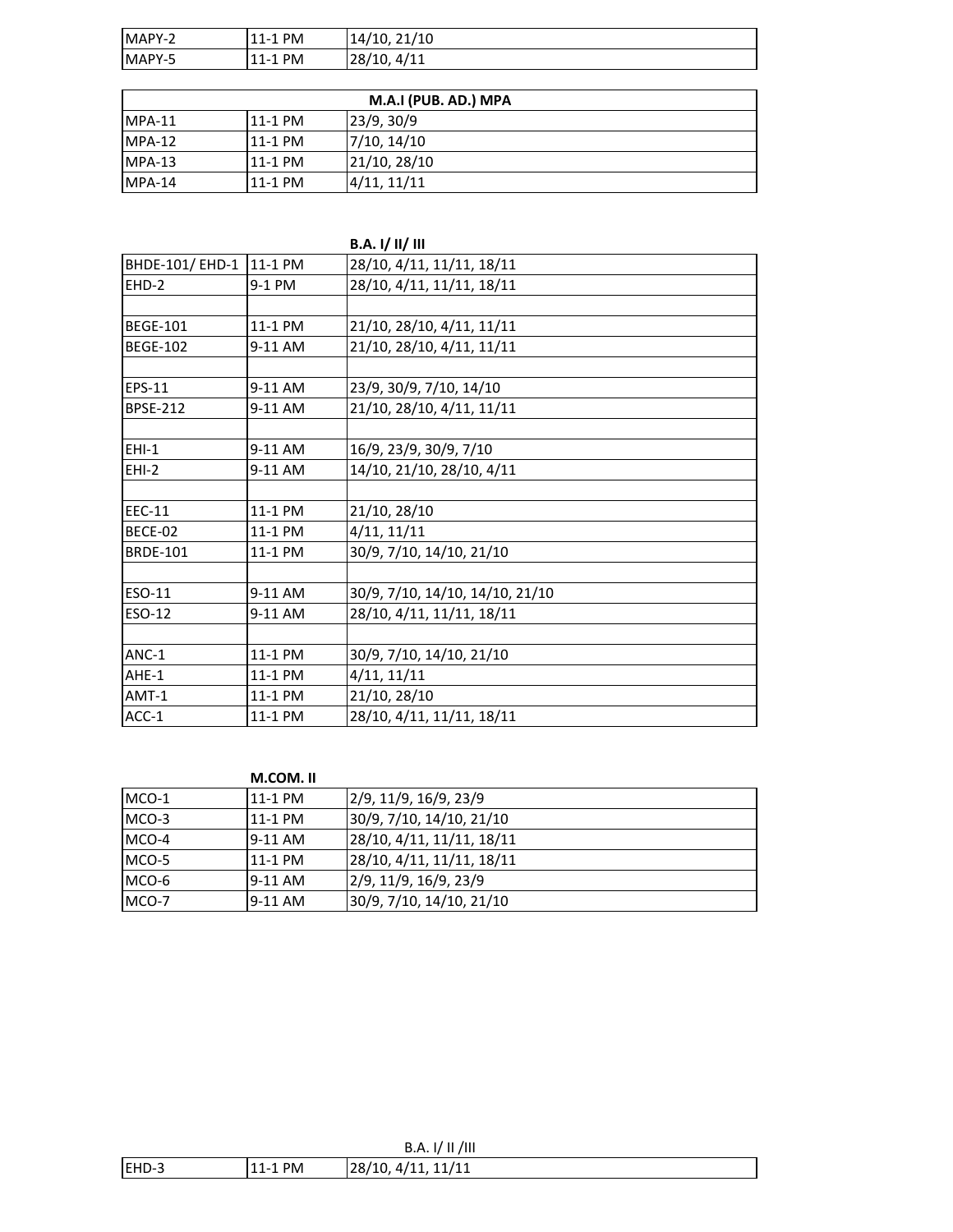| | | |
|---|---|---|
| MAPY-2 | 11-1 PM | 14/10, 21/10 |
| MAPY-5 | 11-1 PM | 28/10, 4/11 |

| M.A.I (PUB. AD.) MPA | | |
|---|---|---|
| MPA-11 | 11-1 PM | 23/9, 30/9 |
| MPA-12 | 11-1 PM | 7/10, 14/10 |
| MPA-13 | 11-1 PM | 21/10, 28/10 |
| MPA-14 | 11-1 PM | 4/11, 11/11 |

**B.A. I/ II/ III**

| | | |
|---|---|---|
| BHDE-101/ EHD-1 | 11-1 PM | 28/10, 4/11, 11/11, 18/11 |
| EHD-2 | 9-1 PM | 28/10, 4/11, 11/11, 18/11 |
| | | |
| BEGE-101 | 11-1 PM | 21/10, 28/10, 4/11, 11/11 |
| BEGE-102 | 9-11 AM | 21/10, 28/10, 4/11, 11/11 |
| | | |
| EPS-11 | 9-11 AM | 23/9, 30/9, 7/10, 14/10 |
| BPSE-212 | 9-11 AM | 21/10, 28/10, 4/11, 11/11 |
| | | |
| EHI-1 | 9-11 AM | 16/9, 23/9, 30/9, 7/10 |
| EHI-2 | 9-11 AM | 14/10, 21/10, 28/10, 4/11 |
| | | |
| EEC-11 | 11-1 PM | 21/10, 28/10 |
| BECE-02 | 11-1 PM | 4/11, 11/11 |
| BRDE-101 | 11-1 PM | 30/9, 7/10, 14/10, 21/10 |
| | | |
| ESO-11 | 9-11 AM | 30/9, 7/10, 14/10, 14/10, 21/10 |
| ESO-12 | 9-11 AM | 28/10, 4/11, 11/11, 18/11 |
| | | |
| ANC-1 | 11-1 PM | 30/9, 7/10, 14/10, 21/10 |
| AHE-1 | 11-1 PM | 4/11, 11/11 |
| AMT-1 | 11-1 PM | 21/10, 28/10 |
| ACC-1 | 11-1 PM | 28/10, 4/11, 11/11, 18/11 |

**M.COM. II**

| | | |
|---|---|---|
| MCO-1 | 11-1 PM | 2/9, 11/9, 16/9, 23/9 |
| MCO-3 | 11-1 PM | 30/9, 7/10, 14/10, 21/10 |
| MCO-4 | 9-11 AM | 28/10, 4/11, 11/11, 18/11 |
| MCO-5 | 11-1 PM | 28/10, 4/11, 11/11, 18/11 |
| MCO-6 | 9-11 AM | 2/9, 11/9, 16/9, 23/9 |
| MCO-7 | 9-11 AM | 30/9, 7/10, 14/10, 21/10 |

B.A. I/ II /III

| | | |
|---|---|---|
| EHD-3 | 11-1 PM | 28/10, 4/11, 11/11 |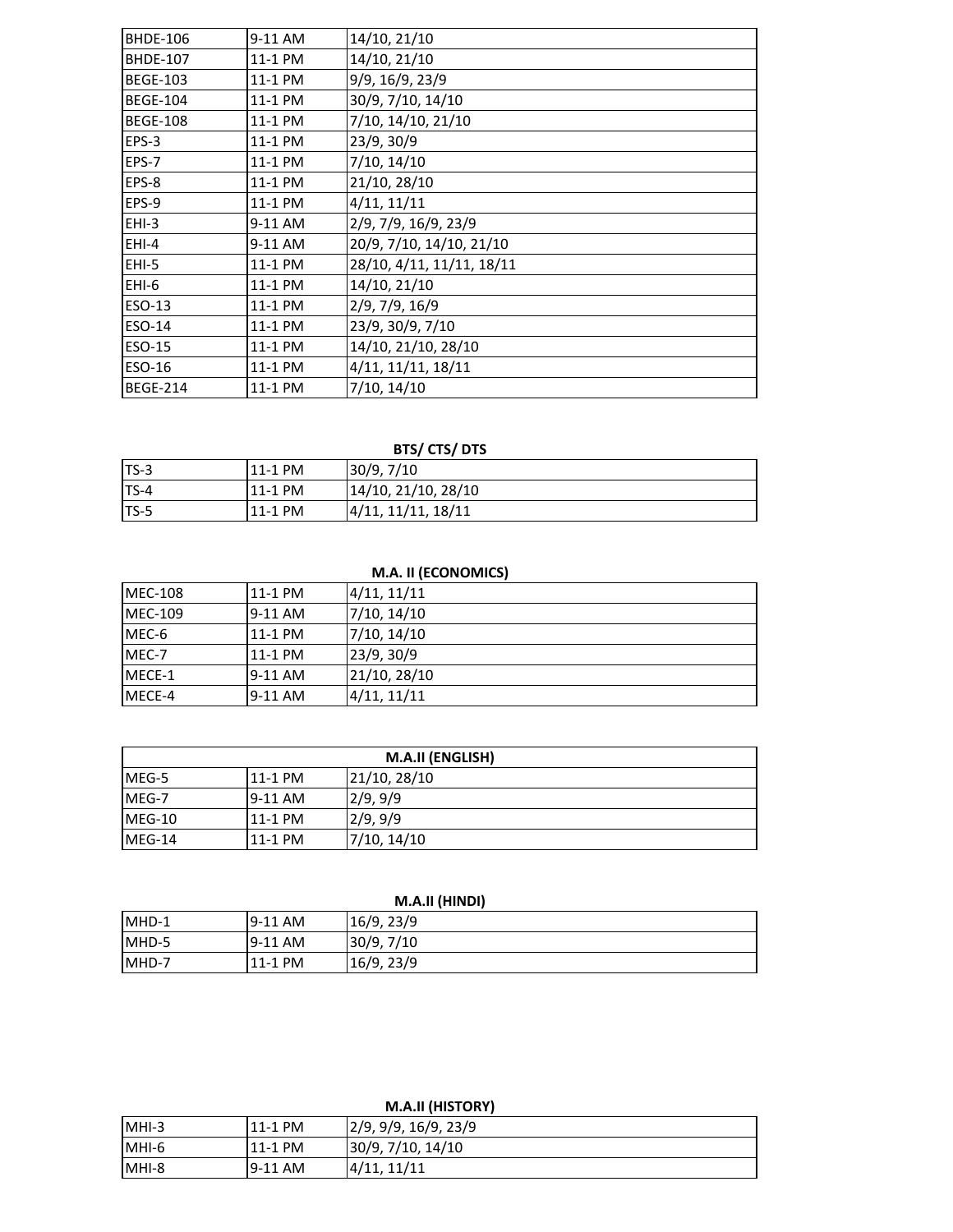| | | |
|---|---|---|
| BHDE-106 | 9-11 AM | 14/10, 21/10 |
| BHDE-107 | 11-1 PM | 14/10, 21/10 |
| BEGE-103 | 11-1 PM | 9/9, 16/9, 23/9 |
| BEGE-104 | 11-1 PM | 30/9, 7/10, 14/10 |
| BEGE-108 | 11-1 PM | 7/10, 14/10, 21/10 |
| EPS-3 | 11-1 PM | 23/9, 30/9 |
| EPS-7 | 11-1 PM | 7/10, 14/10 |
| EPS-8 | 11-1 PM | 21/10, 28/10 |
| EPS-9 | 11-1 PM | 4/11, 11/11 |
| EHI-3 | 9-11 AM | 2/9, 7/9, 16/9, 23/9 |
| EHI-4 | 9-11 AM | 20/9, 7/10, 14/10, 21/10 |
| EHI-5 | 11-1 PM | 28/10, 4/11, 11/11, 18/11 |
| EHI-6 | 11-1 PM | 14/10, 21/10 |
| ESO-13 | 11-1 PM | 2/9, 7/9, 16/9 |
| ESO-14 | 11-1 PM | 23/9, 30/9, 7/10 |
| ESO-15 | 11-1 PM | 14/10, 21/10, 28/10 |
| ESO-16 | 11-1 PM | 4/11, 11/11, 18/11 |
| BEGE-214 | 11-1 PM | 7/10, 14/10 |

**BTS/ CTS/ DTS**

| | | |
|---|---|---|
| TS-3 | 11-1 PM | 30/9, 7/10 |
| TS-4 | 11-1 PM | 14/10, 21/10, 28/10 |
| TS-5 | 11-1 PM | 4/11, 11/11, 18/11 |

**M.A. II (ECONOMICS)**

| | | |
|---|---|---|
| MEC-108 | 11-1 PM | 4/11, 11/11 |
| MEC-109 | 9-11 AM | 7/10, 14/10 |
| MEC-6 | 11-1 PM | 7/10, 14/10 |
| MEC-7 | 11-1 PM | 23/9, 30/9 |
| MECE-1 | 9-11 AM | 21/10, 28/10 |
| MECE-4 | 9-11 AM | 4/11, 11/11 |

**M.A.II (ENGLISH)**

| | | |
|---|---|---|
| MEG-5 | 11-1 PM | 21/10, 28/10 |
| MEG-7 | 9-11 AM | 2/9, 9/9 |
| MEG-10 | 11-1 PM | 2/9, 9/9 |
| MEG-14 | 11-1 PM | 7/10, 14/10 |

**M.A.II (HINDI)**

| | | |
|---|---|---|
| MHD-1 | 9-11 AM | 16/9, 23/9 |
| MHD-5 | 9-11 AM | 30/9, 7/10 |
| MHD-7 | 11-1 PM | 16/9, 23/9 |

**M.A.II (HISTORY)**

| | | |
|---|---|---|
| MHI-3 | 11-1 PM | 2/9, 9/9, 16/9, 23/9 |
| MHI-6 | 11-1 PM | 30/9, 7/10, 14/10 |
| MHI-8 | 9-11 AM | 4/11, 11/11 |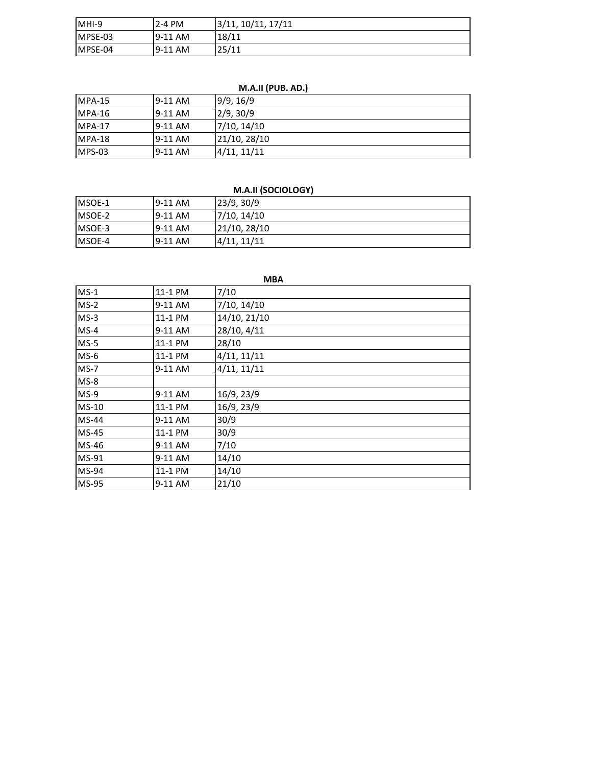| | | |
|---|---|---|
| MHI-9 | 2-4 PM | 3/11, 10/11, 17/11 |
| MPSE-03 | 9-11 AM | 18/11 |
| MPSE-04 | 9-11 AM | 25/11 |

**M.A.II (PUB. AD.)**

| | | |
|---|---|---|
| MPA-15 | 9-11 AM | 9/9, 16/9 |
| MPA-16 | 9-11 AM | 2/9, 30/9 |
| MPA-17 | 9-11 AM | 7/10, 14/10 |
| MPA-18 | 9-11 AM | 21/10, 28/10 |
| MPS-03 | 9-11 AM | 4/11, 11/11 |

**M.A.II (SOCIOLOGY)**

| | | |
|---|---|---|
| MSOE-1 | 9-11 AM | 23/9, 30/9 |
| MSOE-2 | 9-11 AM | 7/10, 14/10 |
| MSOE-3 | 9-11 AM | 21/10, 28/10 |
| MSOE-4 | 9-11 AM | 4/11, 11/11 |

**MBA**

| | | |
|---|---|---|
| MS-1 | 11-1 PM | 7/10 |
| MS-2 | 9-11 AM | 7/10, 14/10 |
| MS-3 | 11-1 PM | 14/10, 21/10 |
| MS-4 | 9-11 AM | 28/10, 4/11 |
| MS-5 | 11-1 PM | 28/10 |
| MS-6 | 11-1 PM | 4/11, 11/11 |
| MS-7 | 9-11 AM | 4/11, 11/11 |
| MS-8 | | |
| MS-9 | 9-11 AM | 16/9, 23/9 |
| MS-10 | 11-1 PM | 16/9, 23/9 |
| MS-44 | 9-11 AM | 30/9 |
| MS-45 | 11-1 PM | 30/9 |
| MS-46 | 9-11 AM | 7/10 |
| MS-91 | 9-11 AM | 14/10 |
| MS-94 | 11-1 PM | 14/10 |
| MS-95 | 9-11 AM | 21/10 |